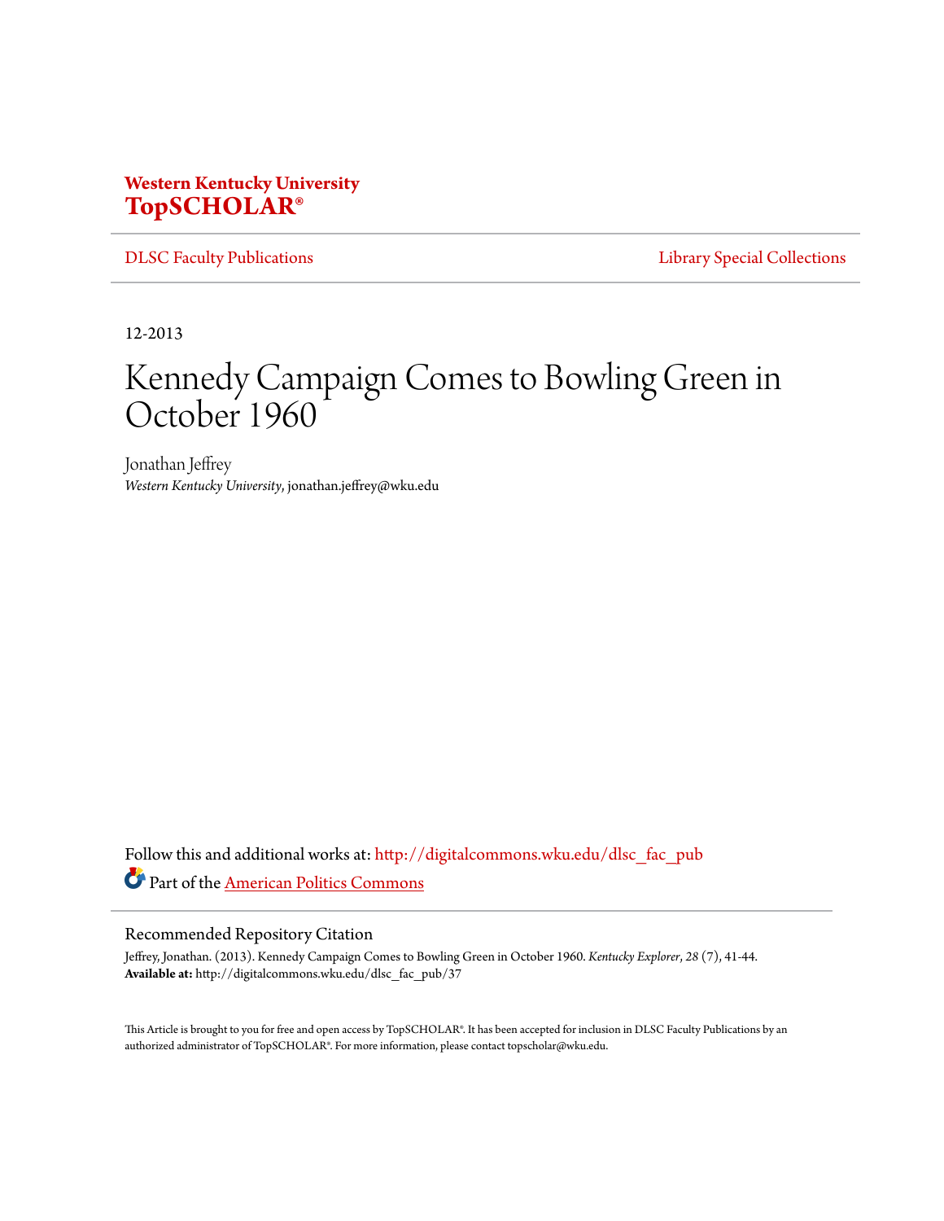**Western Kentucky University**
**TopSCHOLAR®**

DLSC Faculty Publications | Library Special Collections

12-2013

# Kennedy Campaign Comes to Bowling Green in October 1960

Jonathan Jeffrey
*Western Kentucky University*, jonathan.jeffrey@wku.edu

Follow this and additional works at: http://digitalcommons.wku.edu/dlsc_fac_pub

Part of the American Politics Commons

## Recommended Repository Citation

Jeffrey, Jonathan. (2013). Kennedy Campaign Comes to Bowling Green in October 1960. *Kentucky Explorer*, *28* (7), 41-44.
**Available at:** http://digitalcommons.wku.edu/dlsc_fac_pub/37

This Article is brought to you for free and open access by TopSCHOLAR®. It has been accepted for inclusion in DLSC Faculty Publications by an authorized administrator of TopSCHOLAR®. For more information, please contact topscholar@wku.edu.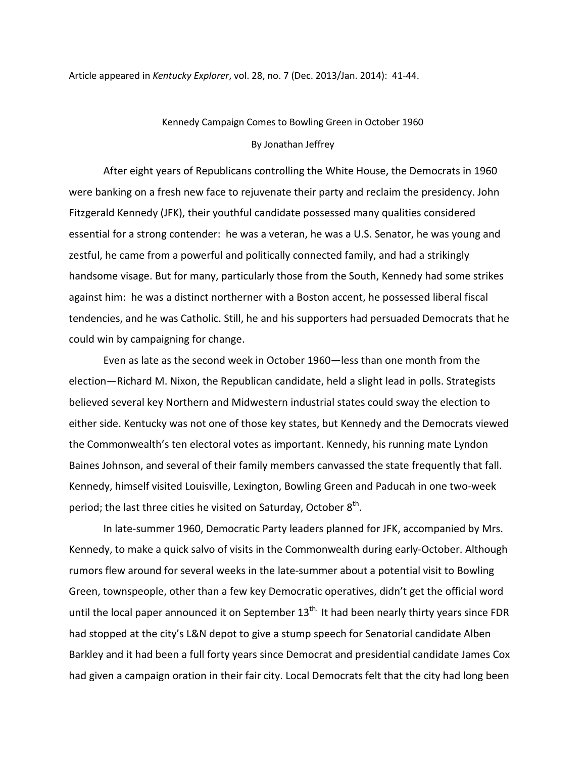Article appeared in *Kentucky Explorer*, vol. 28, no. 7 (Dec. 2013/Jan. 2014): 41-44.

Kennedy Campaign Comes to Bowling Green in October 1960

By Jonathan Jeffrey

After eight years of Republicans controlling the White House, the Democrats in 1960 were banking on a fresh new face to rejuvenate their party and reclaim the presidency. John Fitzgerald Kennedy (JFK), their youthful candidate possessed many qualities considered essential for a strong contender: he was a veteran, he was a U.S. Senator, he was young and zestful, he came from a powerful and politically connected family, and had a strikingly handsome visage. But for many, particularly those from the South, Kennedy had some strikes against him: he was a distinct northerner with a Boston accent, he possessed liberal fiscal tendencies, and he was Catholic. Still, he and his supporters had persuaded Democrats that he could win by campaigning for change.

Even as late as the second week in October 1960—less than one month from the election—Richard M. Nixon, the Republican candidate, held a slight lead in polls. Strategists believed several key Northern and Midwestern industrial states could sway the election to either side. Kentucky was not one of those key states, but Kennedy and the Democrats viewed the Commonwealth's ten electoral votes as important. Kennedy, his running mate Lyndon Baines Johnson, and several of their family members canvassed the state frequently that fall. Kennedy, himself visited Louisville, Lexington, Bowling Green and Paducah in one two-week period; the last three cities he visited on Saturday, October 8th.

In late-summer 1960, Democratic Party leaders planned for JFK, accompanied by Mrs. Kennedy, to make a quick salvo of visits in the Commonwealth during early-October. Although rumors flew around for several weeks in the late-summer about a potential visit to Bowling Green, townspeople, other than a few key Democratic operatives, didn't get the official word until the local paper announced it on September 13th. It had been nearly thirty years since FDR had stopped at the city's L&N depot to give a stump speech for Senatorial candidate Alben Barkley and it had been a full forty years since Democrat and presidential candidate James Cox had given a campaign oration in their fair city. Local Democrats felt that the city had long been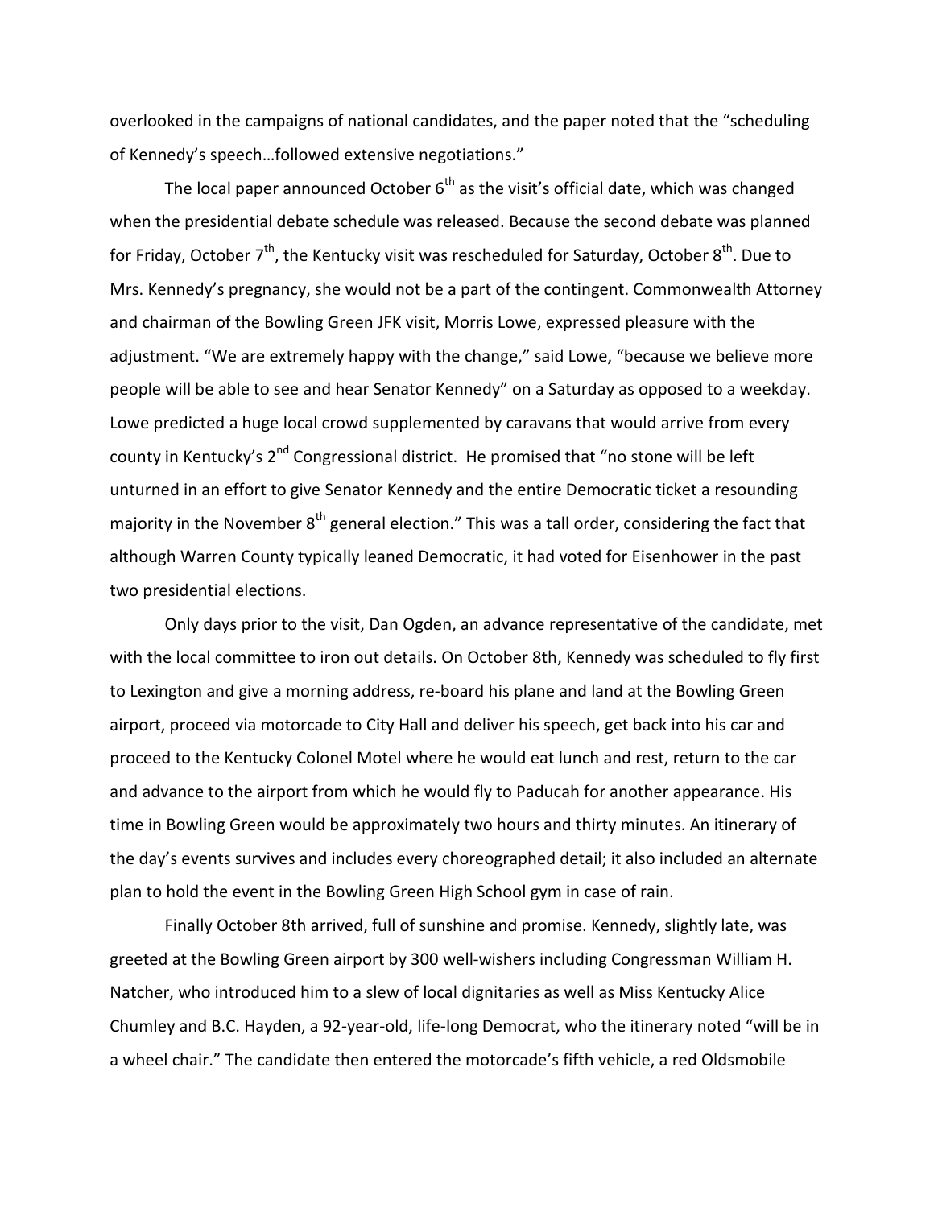overlooked in the campaigns of national candidates, and the paper noted that the "scheduling of Kennedy's speech…followed extensive negotiations."

The local paper announced October 6th as the visit's official date, which was changed when the presidential debate schedule was released. Because the second debate was planned for Friday, October 7th, the Kentucky visit was rescheduled for Saturday, October 8th. Due to Mrs. Kennedy's pregnancy, she would not be a part of the contingent. Commonwealth Attorney and chairman of the Bowling Green JFK visit, Morris Lowe, expressed pleasure with the adjustment. "We are extremely happy with the change," said Lowe, "because we believe more people will be able to see and hear Senator Kennedy" on a Saturday as opposed to a weekday. Lowe predicted a huge local crowd supplemented by caravans that would arrive from every county in Kentucky's 2nd Congressional district. He promised that "no stone will be left unturned in an effort to give Senator Kennedy and the entire Democratic ticket a resounding majority in the November 8th general election." This was a tall order, considering the fact that although Warren County typically leaned Democratic, it had voted for Eisenhower in the past two presidential elections.

Only days prior to the visit, Dan Ogden, an advance representative of the candidate, met with the local committee to iron out details. On October 8th, Kennedy was scheduled to fly first to Lexington and give a morning address, re-board his plane and land at the Bowling Green airport, proceed via motorcade to City Hall and deliver his speech, get back into his car and proceed to the Kentucky Colonel Motel where he would eat lunch and rest, return to the car and advance to the airport from which he would fly to Paducah for another appearance. His time in Bowling Green would be approximately two hours and thirty minutes. An itinerary of the day's events survives and includes every choreographed detail; it also included an alternate plan to hold the event in the Bowling Green High School gym in case of rain.

Finally October 8th arrived, full of sunshine and promise. Kennedy, slightly late, was greeted at the Bowling Green airport by 300 well-wishers including Congressman William H. Natcher, who introduced him to a slew of local dignitaries as well as Miss Kentucky Alice Chumley and B.C. Hayden, a 92-year-old, life-long Democrat, who the itinerary noted "will be in a wheel chair." The candidate then entered the motorcade's fifth vehicle, a red Oldsmobile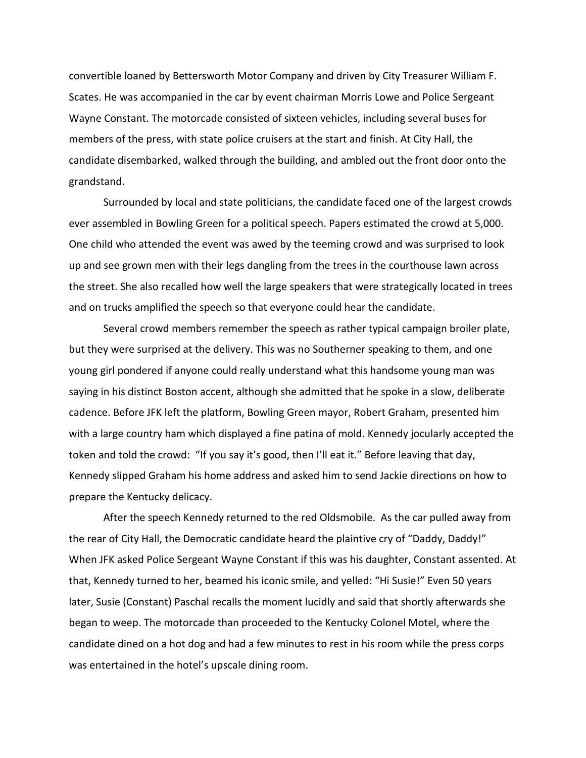convertible loaned by Bettersworth Motor Company and driven by City Treasurer William F. Scates. He was accompanied in the car by event chairman Morris Lowe and Police Sergeant Wayne Constant. The motorcade consisted of sixteen vehicles, including several buses for members of the press, with state police cruisers at the start and finish. At City Hall, the candidate disembarked, walked through the building, and ambled out the front door onto the grandstand.

Surrounded by local and state politicians, the candidate faced one of the largest crowds ever assembled in Bowling Green for a political speech. Papers estimated the crowd at 5,000. One child who attended the event was awed by the teeming crowd and was surprised to look up and see grown men with their legs dangling from the trees in the courthouse lawn across the street. She also recalled how well the large speakers that were strategically located in trees and on trucks amplified the speech so that everyone could hear the candidate.

Several crowd members remember the speech as rather typical campaign broiler plate, but they were surprised at the delivery. This was no Southerner speaking to them, and one young girl pondered if anyone could really understand what this handsome young man was saying in his distinct Boston accent, although she admitted that he spoke in a slow, deliberate cadence. Before JFK left the platform, Bowling Green mayor, Robert Graham, presented him with a large country ham which displayed a fine patina of mold. Kennedy jocularly accepted the token and told the crowd: "If you say it's good, then I'll eat it." Before leaving that day, Kennedy slipped Graham his home address and asked him to send Jackie directions on how to prepare the Kentucky delicacy.

After the speech Kennedy returned to the red Oldsmobile. As the car pulled away from the rear of City Hall, the Democratic candidate heard the plaintive cry of "Daddy, Daddy!" When JFK asked Police Sergeant Wayne Constant if this was his daughter, Constant assented. At that, Kennedy turned to her, beamed his iconic smile, and yelled: "Hi Susie!" Even 50 years later, Susie (Constant) Paschal recalls the moment lucidly and said that shortly afterwards she began to weep. The motorcade than proceeded to the Kentucky Colonel Motel, where the candidate dined on a hot dog and had a few minutes to rest in his room while the press corps was entertained in the hotel's upscale dining room.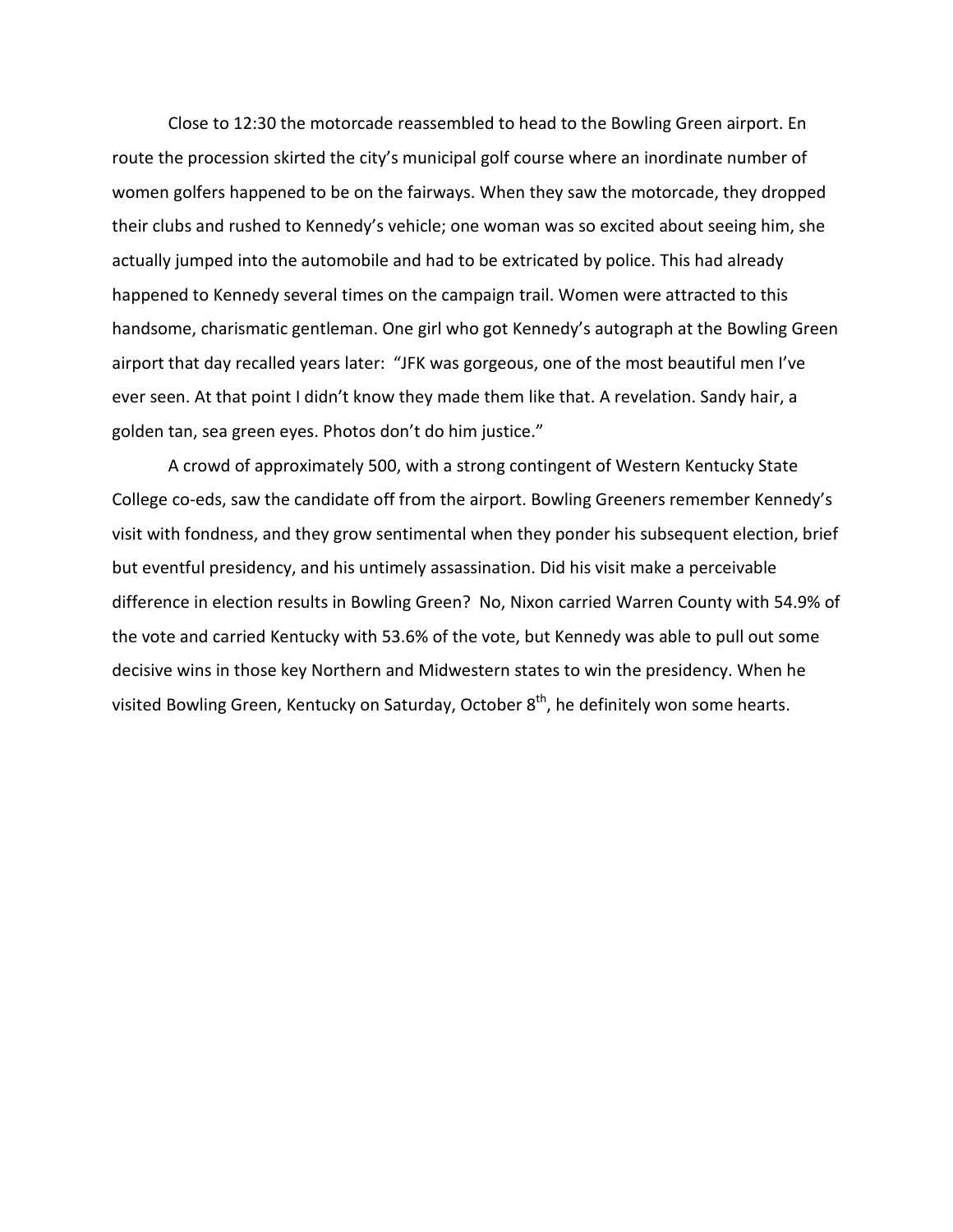Close to 12:30 the motorcade reassembled to head to the Bowling Green airport. En route the procession skirted the city's municipal golf course where an inordinate number of women golfers happened to be on the fairways. When they saw the motorcade, they dropped their clubs and rushed to Kennedy's vehicle; one woman was so excited about seeing him, she actually jumped into the automobile and had to be extricated by police. This had already happened to Kennedy several times on the campaign trail. Women were attracted to this handsome, charismatic gentleman. One girl who got Kennedy's autograph at the Bowling Green airport that day recalled years later: "JFK was gorgeous, one of the most beautiful men I've ever seen. At that point I didn't know they made them like that. A revelation. Sandy hair, a golden tan, sea green eyes. Photos don't do him justice."

A crowd of approximately 500, with a strong contingent of Western Kentucky State College co-eds, saw the candidate off from the airport. Bowling Greeners remember Kennedy's visit with fondness, and they grow sentimental when they ponder his subsequent election, brief but eventful presidency, and his untimely assassination. Did his visit make a perceivable difference in election results in Bowling Green? No, Nixon carried Warren County with 54.9% of the vote and carried Kentucky with 53.6% of the vote, but Kennedy was able to pull out some decisive wins in those key Northern and Midwestern states to win the presidency. When he visited Bowling Green, Kentucky on Saturday, October 8th, he definitely won some hearts.